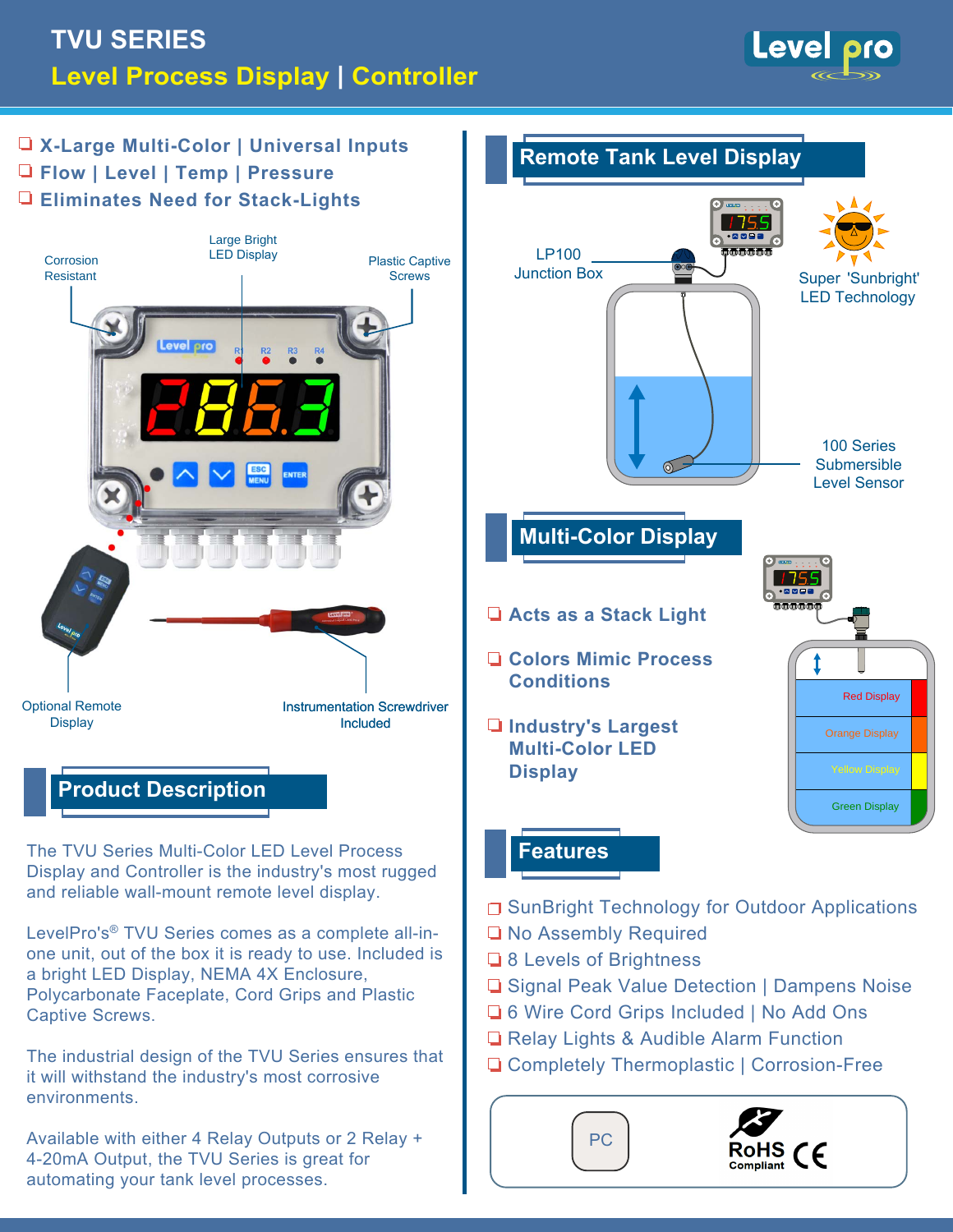# TVU SERIES

## Level Process Display | Controller

- X-Large Multi-Color | Universal Inputs
- Flow | Level | Temp | Pressure
- Eliminates Need for Stack-Lights

Corrosion Resistant

Large Bright LED Display

Plastic Captive Screws

Optional Remote Display

Instrumentation Screwdriver Included

## Product Description

The TVU Series Multi-Color LED Level Process Display and Controller is the industry's most rugged and reliable wall-mount remote level display.

LevelPro's® TVU Series comes as a complete all-in-one unit, out of the box it is ready to use. Included is a bright LED Display, NEMA 4X Enclosure, Polycarbonate Faceplate, Cord Grips and Plastic Captive Screws.

The industrial design of the TVU Series ensures that it will withstand the industry's most corrosive environments.

Available with either 4 Relay Outputs or 2 Relay + 4-20mA Output, the TVU Series is great for automating your tank level processes.

## Remote Tank Level Display

LP100 Junction Box

Super 'Sunbright' LED Technology

100 Series Submersible Level Sensor

## Multi-Color Display

- Acts as a Stack Light
- Colors Mimic Process Conditions
- Industry's Largest Multi-Color LED Display

Red Display

Orange Display

Yellow Display

Green Display

## Features

- SunBright Technology for Outdoor Applications
- No Assembly Required
- 8 Levels of Brightness
- Signal Peak Value Detection | Dampens Noise
- 6 Wire Cord Grips Included | No Add Ons
- Relay Lights & Audible Alarm Function
- Completely Thermoplastic | Corrosion-Free

PC

RoHS Compliant CE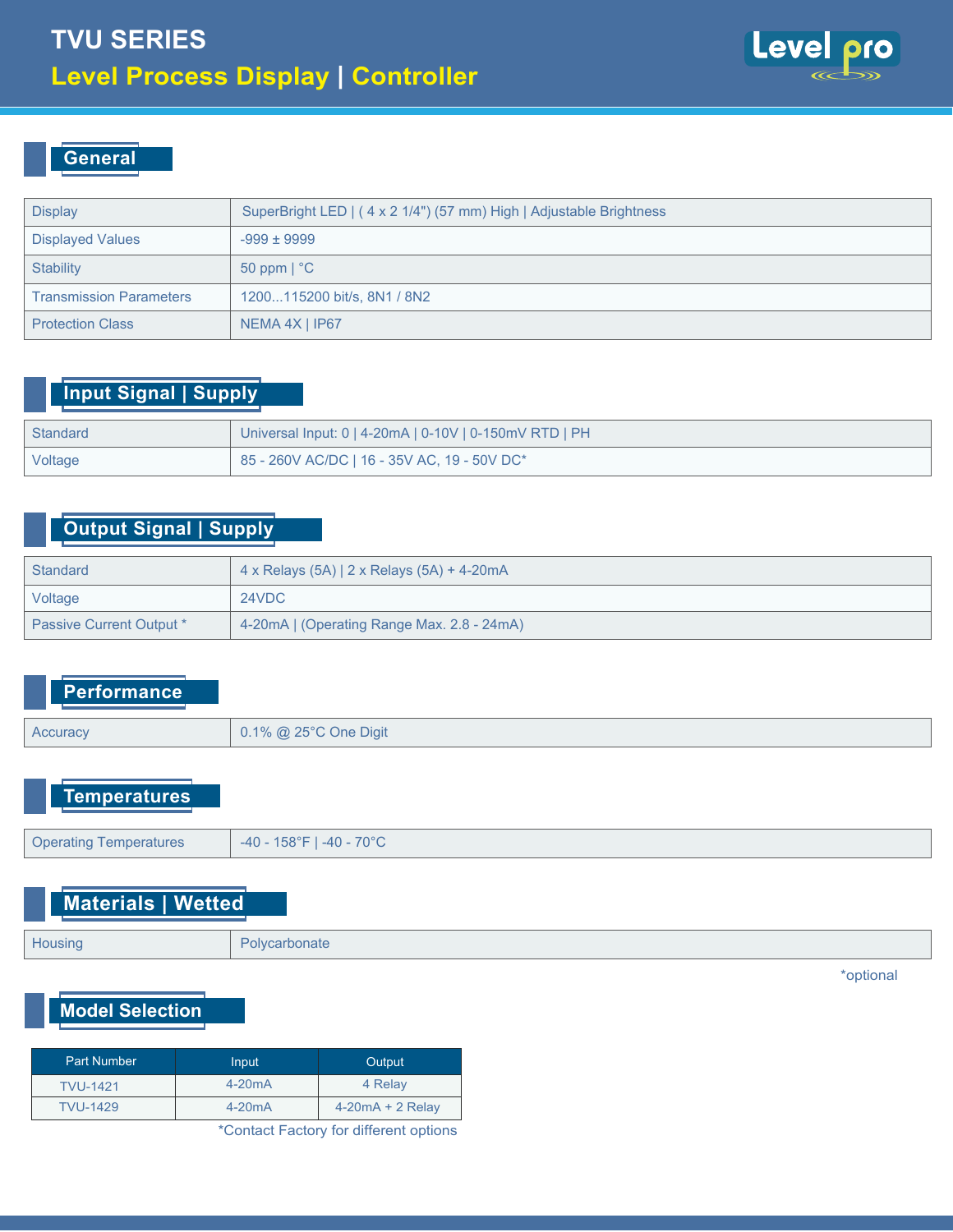# TVU SERIES

## Level Process Display | Controller

### General

| | |
|---|---|
| Display | SuperBright LED \| ( 4 x 2 1/4") (57 mm) High \| Adjustable Brightness |
| Displayed Values | -999 ± 9999 |
| Stability | 50 ppm \| °C |
| Transmission Parameters | 1200...115200 bit/s, 8N1 / 8N2 |
| Protection Class | NEMA 4X \| IP67 |

### Input Signal | Supply

| | |
|---|---|
| Standard | Universal Input: 0 \| 4-20mA \| 0-10V \| 0-150mV RTD \| PH |
| Voltage | 85 - 260V AC/DC \| 16 - 35V AC, 19 - 50V DC* |

### Output Signal | Supply

| | |
|---|---|
| Standard | 4 x Relays (5A) \| 2 x Relays (5A) + 4-20mA |
| Voltage | 24VDC |
| Passive Current Output * | 4-20mA \| (Operating Range Max. 2.8 - 24mA) |

### Performance

| | |
|---|---|
| Accuracy | 0.1% @ 25°C One Digit |

### Temperatures

| | |
|---|---|
| Operating Temperatures | -40 - 158°F \| -40 - 70°C |

### Materials | Wetted

| | |
|---|---|
| Housing | Polycarbonate |

*optional

### Model Selection

| Part Number | Input | Output |
|---|---|---|
| TVU-1421 | 4-20mA | 4 Relay |
| TVU-1429 | 4-20mA | 4-20mA + 2 Relay |

*Contact Factory for different options